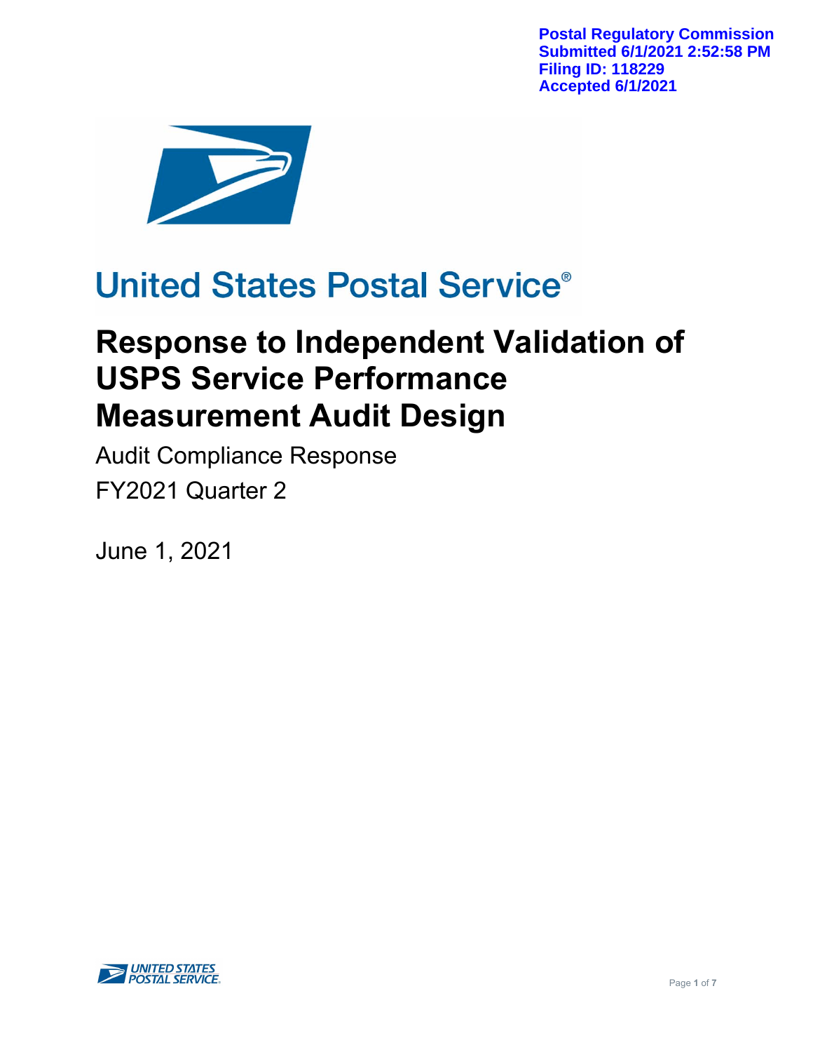Postal Regulatory Commission
Submitted 6/1/2021 2:52:58 PM
Filing ID: 118229
Accepted 6/1/2021

United States Postal Service®

# Response to Independent Validation of USPS Service Performance Measurement Audit Design

Audit Compliance Response

FY2021 Quarter 2

June 1, 2021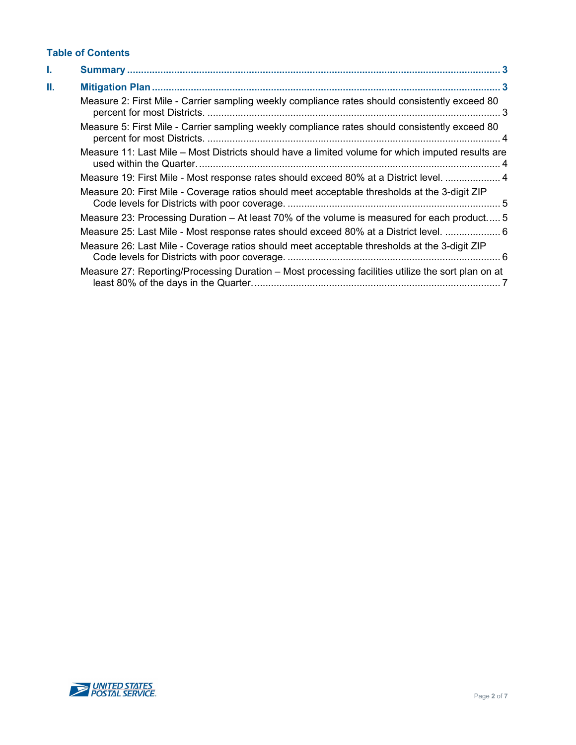## Table of Contents

- **I. Summary** ..... 3
- **II. Mitigation Plan** ..... 3
  - Measure 2: First Mile - Carrier sampling weekly compliance rates should consistently exceed 80 percent for most Districts. ..... 3
  - Measure 5: First Mile - Carrier sampling weekly compliance rates should consistently exceed 80 percent for most Districts. ..... 4
  - Measure 11: Last Mile – Most Districts should have a limited volume for which imputed results are used within the Quarter. ..... 4
  - Measure 19: First Mile - Most response rates should exceed 80% at a District level. ..... 4
  - Measure 20: First Mile - Coverage ratios should meet acceptable thresholds at the 3-digit ZIP Code levels for Districts with poor coverage. ..... 5
  - Measure 23: Processing Duration – At least 70% of the volume is measured for each product. ..... 5
  - Measure 25: Last Mile - Most response rates should exceed 80% at a District level. ..... 6
  - Measure 26: Last Mile - Coverage ratios should meet acceptable thresholds at the 3-digit ZIP Code levels for Districts with poor coverage. ..... 6
  - Measure 27: Reporting/Processing Duration – Most processing facilities utilize the sort plan on at least 80% of the days in the Quarter. ..... 7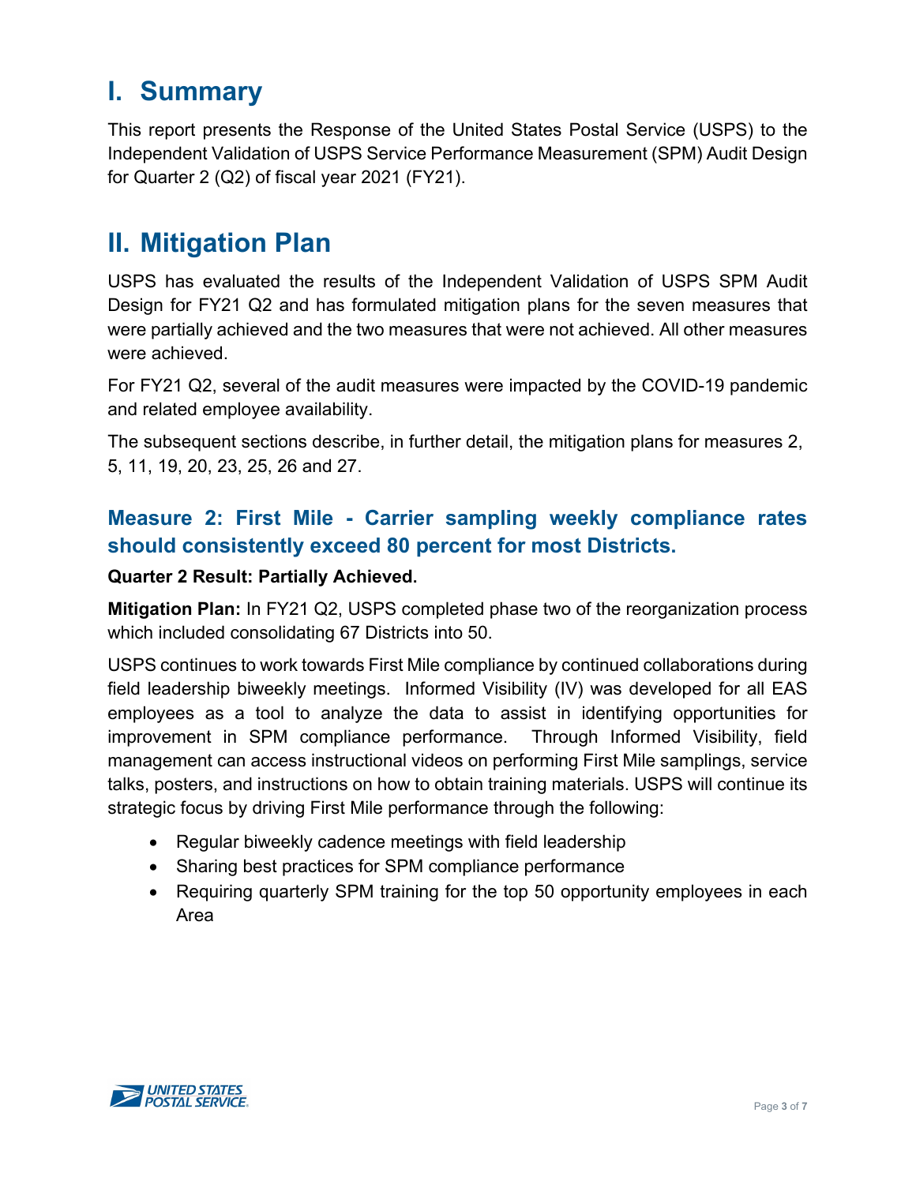# I. Summary

This report presents the Response of the United States Postal Service (USPS) to the Independent Validation of USPS Service Performance Measurement (SPM) Audit Design for Quarter 2 (Q2) of fiscal year 2021 (FY21).

# II. Mitigation Plan

USPS has evaluated the results of the Independent Validation of USPS SPM Audit Design for FY21 Q2 and has formulated mitigation plans for the seven measures that were partially achieved and the two measures that were not achieved. All other measures were achieved.

For FY21 Q2, several of the audit measures were impacted by the COVID-19 pandemic and related employee availability.

The subsequent sections describe, in further detail, the mitigation plans for measures 2, 5, 11, 19, 20, 23, 25, 26 and 27.

### Measure 2: First Mile - Carrier sampling weekly compliance rates should consistently exceed 80 percent for most Districts.

**Quarter 2 Result: Partially Achieved.**

**Mitigation Plan:** In FY21 Q2, USPS completed phase two of the reorganization process which included consolidating 67 Districts into 50.

USPS continues to work towards First Mile compliance by continued collaborations during field leadership biweekly meetings. Informed Visibility (IV) was developed for all EAS employees as a tool to analyze the data to assist in identifying opportunities for improvement in SPM compliance performance. Through Informed Visibility, field management can access instructional videos on performing First Mile samplings, service talks, posters, and instructions on how to obtain training materials. USPS will continue its strategic focus by driving First Mile performance through the following:

- Regular biweekly cadence meetings with field leadership
- Sharing best practices for SPM compliance performance
- Requiring quarterly SPM training for the top 50 opportunity employees in each Area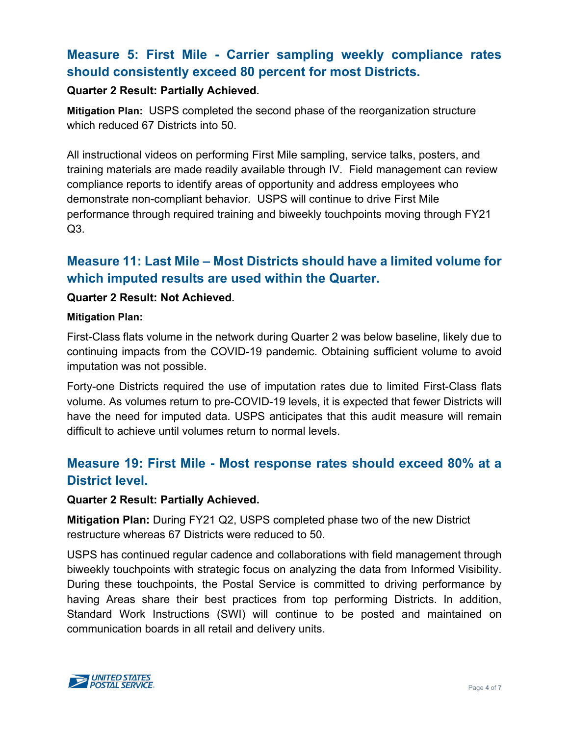## Measure 5: First Mile - Carrier sampling weekly compliance rates should consistently exceed 80 percent for most Districts.

**Quarter 2 Result: Partially Achieved.**

**Mitigation Plan:** USPS completed the second phase of the reorganization structure which reduced 67 Districts into 50.

All instructional videos on performing First Mile sampling, service talks, posters, and training materials are made readily available through IV. Field management can review compliance reports to identify areas of opportunity and address employees who demonstrate non-compliant behavior. USPS will continue to drive First Mile performance through required training and biweekly touchpoints moving through FY21 Q3.

## Measure 11: Last Mile – Most Districts should have a limited volume for which imputed results are used within the Quarter.

**Quarter 2 Result: Not Achieved.**

**Mitigation Plan:**

First-Class flats volume in the network during Quarter 2 was below baseline, likely due to continuing impacts from the COVID-19 pandemic. Obtaining sufficient volume to avoid imputation was not possible.

Forty-one Districts required the use of imputation rates due to limited First-Class flats volume. As volumes return to pre-COVID-19 levels, it is expected that fewer Districts will have the need for imputed data. USPS anticipates that this audit measure will remain difficult to achieve until volumes return to normal levels.

## Measure 19: First Mile - Most response rates should exceed 80% at a District level.

**Quarter 2 Result: Partially Achieved.**

**Mitigation Plan:** During FY21 Q2, USPS completed phase two of the new District restructure whereas 67 Districts were reduced to 50.

USPS has continued regular cadence and collaborations with field management through biweekly touchpoints with strategic focus on analyzing the data from Informed Visibility. During these touchpoints, the Postal Service is committed to driving performance by having Areas share their best practices from top performing Districts. In addition, Standard Work Instructions (SWI) will continue to be posted and maintained on communication boards in all retail and delivery units.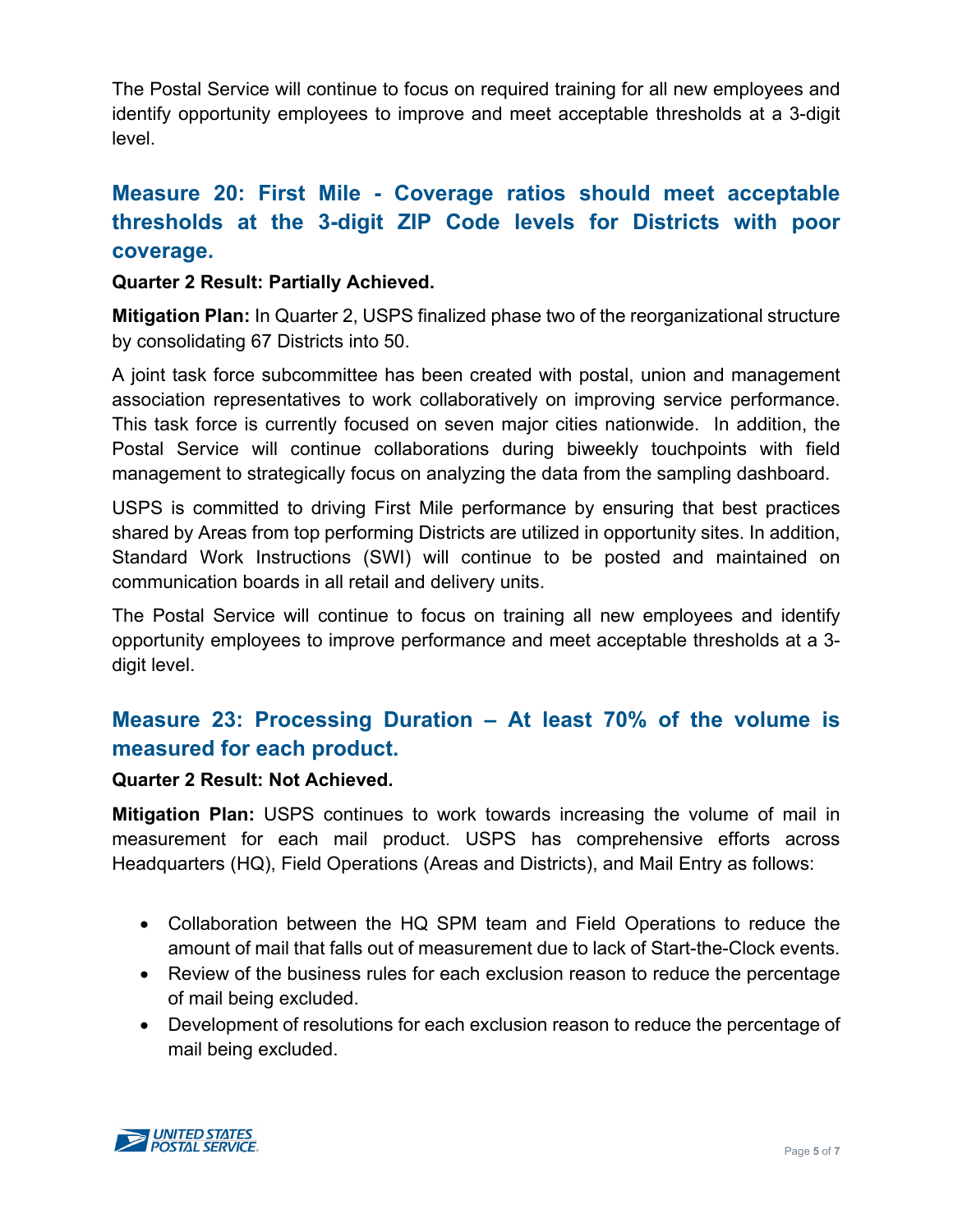The Postal Service will continue to focus on required training for all new employees and identify opportunity employees to improve and meet acceptable thresholds at a 3-digit level.

## Measure 20: First Mile - Coverage ratios should meet acceptable thresholds at the 3-digit ZIP Code levels for Districts with poor coverage.

**Quarter 2 Result: Partially Achieved.**

**Mitigation Plan:** In Quarter 2, USPS finalized phase two of the reorganizational structure by consolidating 67 Districts into 50.

A joint task force subcommittee has been created with postal, union and management association representatives to work collaboratively on improving service performance. This task force is currently focused on seven major cities nationwide. In addition, the Postal Service will continue collaborations during biweekly touchpoints with field management to strategically focus on analyzing the data from the sampling dashboard.

USPS is committed to driving First Mile performance by ensuring that best practices shared by Areas from top performing Districts are utilized in opportunity sites. In addition, Standard Work Instructions (SWI) will continue to be posted and maintained on communication boards in all retail and delivery units.

The Postal Service will continue to focus on training all new employees and identify opportunity employees to improve performance and meet acceptable thresholds at a 3-digit level.

## Measure 23: Processing Duration – At least 70% of the volume is measured for each product.

**Quarter 2 Result: Not Achieved.**

**Mitigation Plan:** USPS continues to work towards increasing the volume of mail in measurement for each mail product. USPS has comprehensive efforts across Headquarters (HQ), Field Operations (Areas and Districts), and Mail Entry as follows:

- Collaboration between the HQ SPM team and Field Operations to reduce the amount of mail that falls out of measurement due to lack of Start-the-Clock events.
- Review of the business rules for each exclusion reason to reduce the percentage of mail being excluded.
- Development of resolutions for each exclusion reason to reduce the percentage of mail being excluded.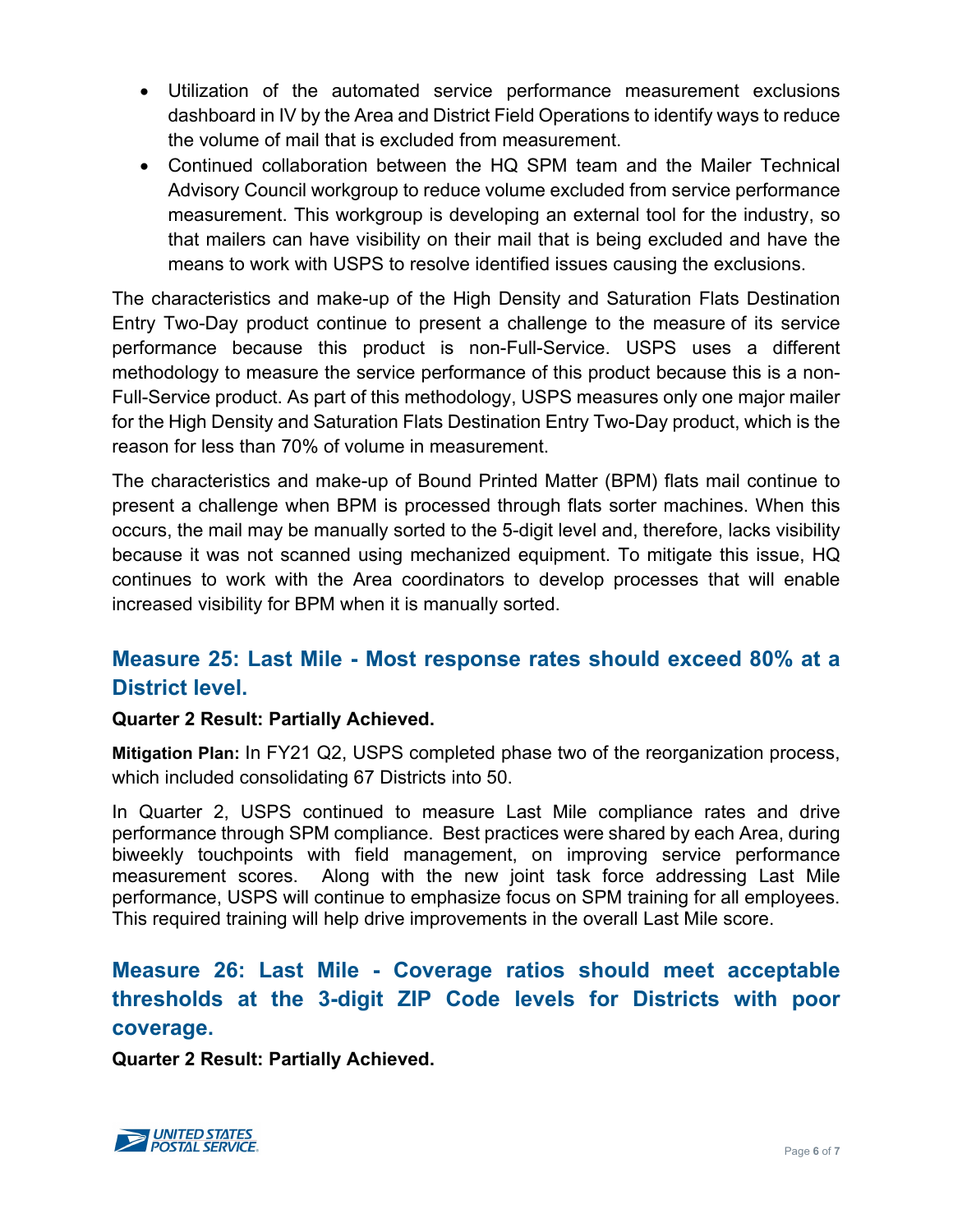- Utilization of the automated service performance measurement exclusions dashboard in IV by the Area and District Field Operations to identify ways to reduce the volume of mail that is excluded from measurement.
- Continued collaboration between the HQ SPM team and the Mailer Technical Advisory Council workgroup to reduce volume excluded from service performance measurement. This workgroup is developing an external tool for the industry, so that mailers can have visibility on their mail that is being excluded and have the means to work with USPS to resolve identified issues causing the exclusions.

The characteristics and make-up of the High Density and Saturation Flats Destination Entry Two-Day product continue to present a challenge to the measure of its service performance because this product is non-Full-Service. USPS uses a different methodology to measure the service performance of this product because this is a non-Full-Service product. As part of this methodology, USPS measures only one major mailer for the High Density and Saturation Flats Destination Entry Two-Day product, which is the reason for less than 70% of volume in measurement.

The characteristics and make-up of Bound Printed Matter (BPM) flats mail continue to present a challenge when BPM is processed through flats sorter machines. When this occurs, the mail may be manually sorted to the 5-digit level and, therefore, lacks visibility because it was not scanned using mechanized equipment. To mitigate this issue, HQ continues to work with the Area coordinators to develop processes that will enable increased visibility for BPM when it is manually sorted.

## Measure 25: Last Mile - Most response rates should exceed 80% at a District level.

**Quarter 2 Result: Partially Achieved.**

**Mitigation Plan:** In FY21 Q2, USPS completed phase two of the reorganization process, which included consolidating 67 Districts into 50.

In Quarter 2, USPS continued to measure Last Mile compliance rates and drive performance through SPM compliance. Best practices were shared by each Area, during biweekly touchpoints with field management, on improving service performance measurement scores. Along with the new joint task force addressing Last Mile performance, USPS will continue to emphasize focus on SPM training for all employees. This required training will help drive improvements in the overall Last Mile score.

## Measure 26: Last Mile - Coverage ratios should meet acceptable thresholds at the 3-digit ZIP Code levels for Districts with poor coverage.

**Quarter 2 Result: Partially Achieved.**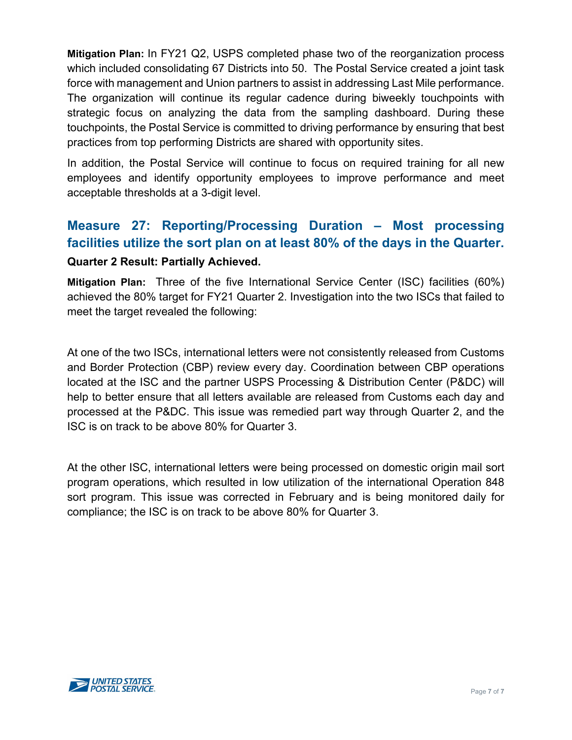**Mitigation Plan:** In FY21 Q2, USPS completed phase two of the reorganization process which included consolidating 67 Districts into 50. The Postal Service created a joint task force with management and Union partners to assist in addressing Last Mile performance. The organization will continue its regular cadence during biweekly touchpoints with strategic focus on analyzing the data from the sampling dashboard. During these touchpoints, the Postal Service is committed to driving performance by ensuring that best practices from top performing Districts are shared with opportunity sites.

In addition, the Postal Service will continue to focus on required training for all new employees and identify opportunity employees to improve performance and meet acceptable thresholds at a 3-digit level.

## Measure 27: Reporting/Processing Duration – Most processing facilities utilize the sort plan on at least 80% of the days in the Quarter.

**Quarter 2 Result: Partially Achieved.**

**Mitigation Plan:** Three of the five International Service Center (ISC) facilities (60%) achieved the 80% target for FY21 Quarter 2. Investigation into the two ISCs that failed to meet the target revealed the following:

At one of the two ISCs, international letters were not consistently released from Customs and Border Protection (CBP) review every day. Coordination between CBP operations located at the ISC and the partner USPS Processing & Distribution Center (P&DC) will help to better ensure that all letters available are released from Customs each day and processed at the P&DC. This issue was remedied part way through Quarter 2, and the ISC is on track to be above 80% for Quarter 3.

At the other ISC, international letters were being processed on domestic origin mail sort program operations, which resulted in low utilization of the international Operation 848 sort program. This issue was corrected in February and is being monitored daily for compliance; the ISC is on track to be above 80% for Quarter 3.